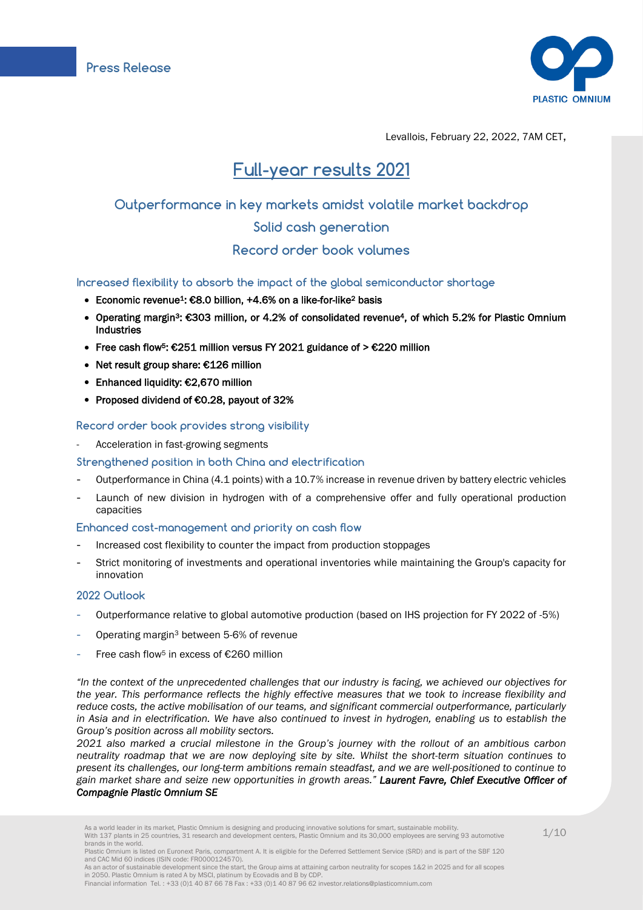Press Release

Levallois, February 22, 2022, 7AM CET,

# Full-year results 2021

## Outperformance in key markets amidst volatile market backdrop

## Solid cash generation

## Record order book volumes

### Increased flexibility to absorb the impact of the global semiconductor shortage

- **Economic revenue[1]: €8.0 billion, +4.6% on a like-for-like[2] basis**
- **Operating margin[3]: €303 million, or 4.2% of consolidated revenue[4], of which 5.2% for Plastic Omnium Industries**
- **Free cash flow[5]: €251 million versus FY 2021 guidance of > €220 million**
- **Net result group share: €126 million**
- **Enhanced liquidity: €2,670 million**
- **Proposed dividend of €0.28, payout of 32%**

### Record order book provides strong visibility

- Acceleration in fast-growing segments

### Strengthened position in both China and electrification

- Outperformance in China (4.1 points) with a 10.7% increase in revenue driven by battery electric vehicles
- Launch of new division in hydrogen with of a comprehensive offer and fully operational production capacities

### Enhanced cost-management and priority on cash flow

- Increased cost flexibility to counter the impact from production stoppages
- Strict monitoring of investments and operational inventories while maintaining the Group's capacity for innovation

### 2022 Outlook

- Outperformance relative to global automotive production (based on IHS projection for FY 2022 of -5%)
- Operating margin[3] between 5-6% of revenue
- Free cash flow[5] in excess of €260 million

*"In the context of the unprecedented challenges that our industry is facing, we achieved our objectives for the year. This performance reflects the highly effective measures that we took to increase flexibility and reduce costs, the active mobilisation of our teams, and significant commercial outperformance, particularly in Asia and in electrification. We have also continued to invest in hydrogen, enabling us to establish the Group's position across all mobility sectors.*

*2021 also marked a crucial milestone in the Group's journey with the rollout of an ambitious carbon neutrality roadmap that we are now deploying site by site. Whilst the short-term situation continues to present its challenges, our long-term ambitions remain steadfast, and we are well-positioned to continue to gain market share and seize new opportunities in growth areas."* ***Laurent Favre, Chief Executive Officer of Compagnie Plastic Omnium SE***

As a world leader in its market, Plastic Omnium is designing and producing innovative solutions for smart, sustainable mobility. With 137 plants in 25 countries, 31 research and development centers, Plastic Omnium and its 30,000 employees are serving 93 automotive brands in the world.
Plastic Omnium is listed on Euronext Paris, compartment A. It is eligible for the Deferred Settlement Service (SRD) and is part of the SBF 120 and CAC Mid 60 indices (ISIN code: FR0000124570).
As an actor of sustainable development since the start, the Group aims at attaining carbon neutrality for scopes 1&2 in 2025 and for all scopes in 2050. Plastic Omnium is rated A by MSCI, platinum by Ecovadis and B by CDP.
Financial information Tel. : +33 (0)1 40 87 66 78 Fax : +33 (0)1 40 87 96 62 investor.relations@plasticomnium.com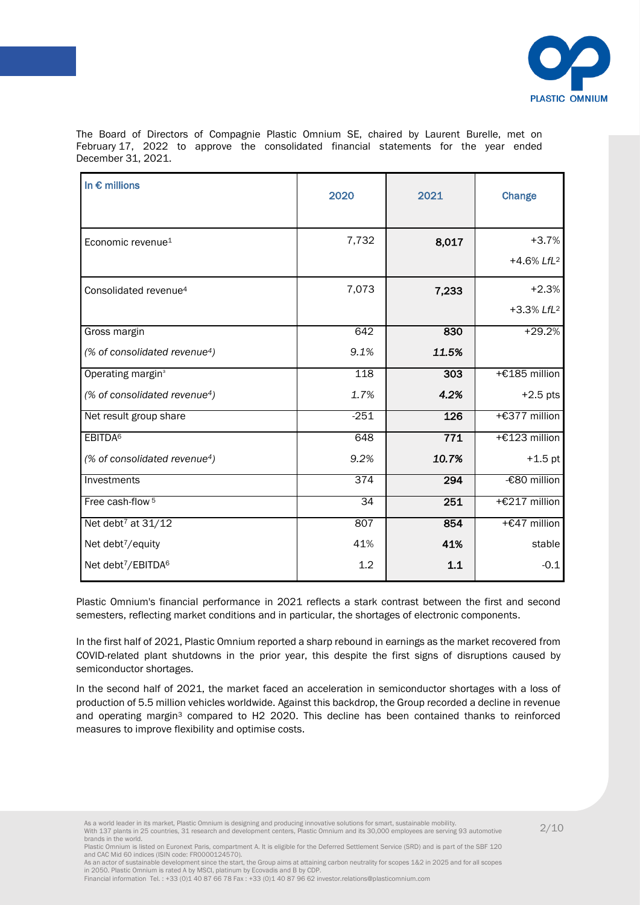The Board of Directors of Compagnie Plastic Omnium SE, chaired by Laurent Burelle, met on February 17, 2022 to approve the consolidated financial statements for the year ended December 31, 2021.

| In € millions | 2020 | 2021 | Change |
| --- | --- | --- | --- |
| Economic revenue[1] | 7,732 | **8,017** | +3.7%<br>+4.6% *LfL*[2] |
| Consolidated revenue[4] | 7,073 | **7,233** | +2.3%<br>+3.3% *LfL*[2] |
| Gross margin | 642 | **830** | +29.2% |
| *(% of consolidated revenue[4])* | *9.1%* | ***11.5%*** | |
| Operating margin[3] | 118 | **303** | +€185 million |
| *(% of consolidated revenue[4])* | *1.7%* | ***4.2%*** | +2.5 pts |
| Net result group share | -251 | **126** | +€377 million |
| EBITDA[6] | 648 | **771** | +€123 million |
| *(% of consolidated revenue[4])* | *9.2%* | ***10.7%*** | +1.5 pt |
| Investments | 374 | **294** | -€80 million |
| Free cash-flow [5] | 34 | **251** | +€217 million |
| Net debt[7] at 31/12 | 807 | **854** | +€47 million |
| Net debt[7]/equity | 41% | **41%** | stable |
| Net debt[7]/EBITDA[6] | 1.2 | **1.1** | -0.1 |

Plastic Omnium's financial performance in 2021 reflects a stark contrast between the first and second semesters, reflecting market conditions and in particular, the shortages of electronic components.

In the first half of 2021, Plastic Omnium reported a sharp rebound in earnings as the market recovered from COVID-related plant shutdowns in the prior year, this despite the first signs of disruptions caused by semiconductor shortages.

In the second half of 2021, the market faced an acceleration in semiconductor shortages with a loss of production of 5.5 million vehicles worldwide. Against this backdrop, the Group recorded a decline in revenue and operating margin[3] compared to H2 2020. This decline has been contained thanks to reinforced measures to improve flexibility and optimise costs.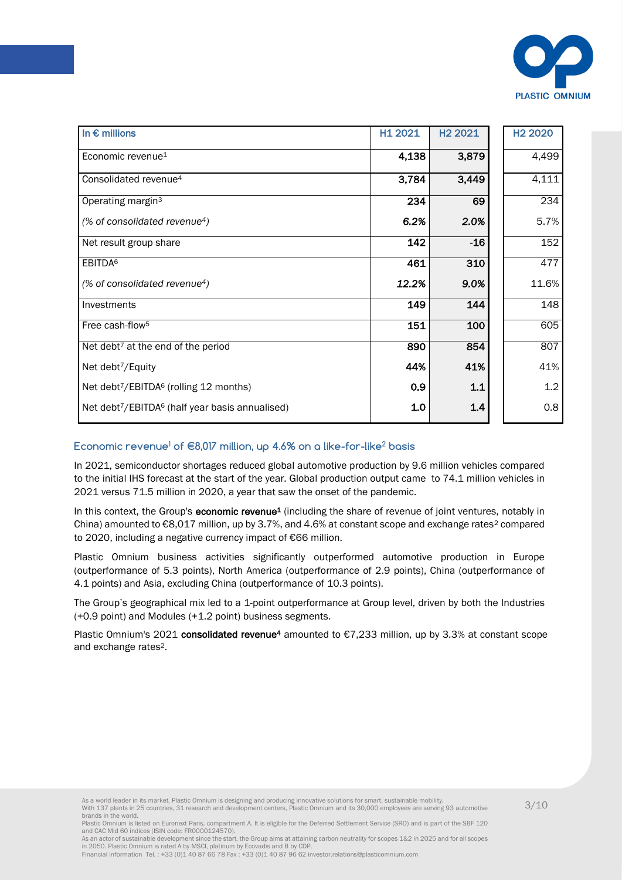| In € millions | H1 2021 | H2 2021 | H2 2020 |
|---|---|---|---|
| Economic revenue[1] | **4,138** | **3,879** | 4,499 |
| Consolidated revenue[4] | **3,784** | **3,449** | 4,111 |
| Operating margin[3] | **234** | **69** | 234 |
| *(% of consolidated revenue[4])* | ***6.2%*** | ***2.0%*** | 5.7% |
| Net result group share | **142** | **-16** | 152 |
| EBITDA[6] | **461** | **310** | 477 |
| *(% of consolidated revenue[4])* | ***12.2%*** | ***9.0%*** | 11.6% |
| Investments | **149** | **144** | 148 |
| Free cash-flow[5] | **151** | **100** | 605 |
| Net debt[7] at the end of the period | **890** | **854** | 807 |
| Net debt[7]/Equity | **44%** | **41%** | 41% |
| Net debt[7]/EBITDA[6] (rolling 12 months) | **0.9** | **1.1** | 1.2 |
| Net debt[7]/EBITDA[6] (half year basis annualised) | **1.0** | **1.4** | 0.8 |

### Economic revenue[1] of €8,017 million, up 4.6% on a like-for-like[2] basis

In 2021, semiconductor shortages reduced global automotive production by 9.6 million vehicles compared to the initial IHS forecast at the start of the year. Global production output came to 74.1 million vehicles in 2021 versus 71.5 million in 2020, a year that saw the onset of the pandemic.

In this context, the Group's **economic revenue[1]** (including the share of revenue of joint ventures, notably in China) amounted to €8,017 million, up by 3.7%, and 4.6% at constant scope and exchange rates[2] compared to 2020, including a negative currency impact of €66 million.

Plastic Omnium business activities significantly outperformed automotive production in Europe (outperformance of 5.3 points), North America (outperformance of 2.9 points), China (outperformance of 4.1 points) and Asia, excluding China (outperformance of 10.3 points).

The Group's geographical mix led to a 1-point outperformance at Group level, driven by both the Industries (+0.9 point) and Modules (+1.2 point) business segments.

Plastic Omnium's 2021 **consolidated revenue[4]** amounted to €7,233 million, up by 3.3% at constant scope and exchange rates[2].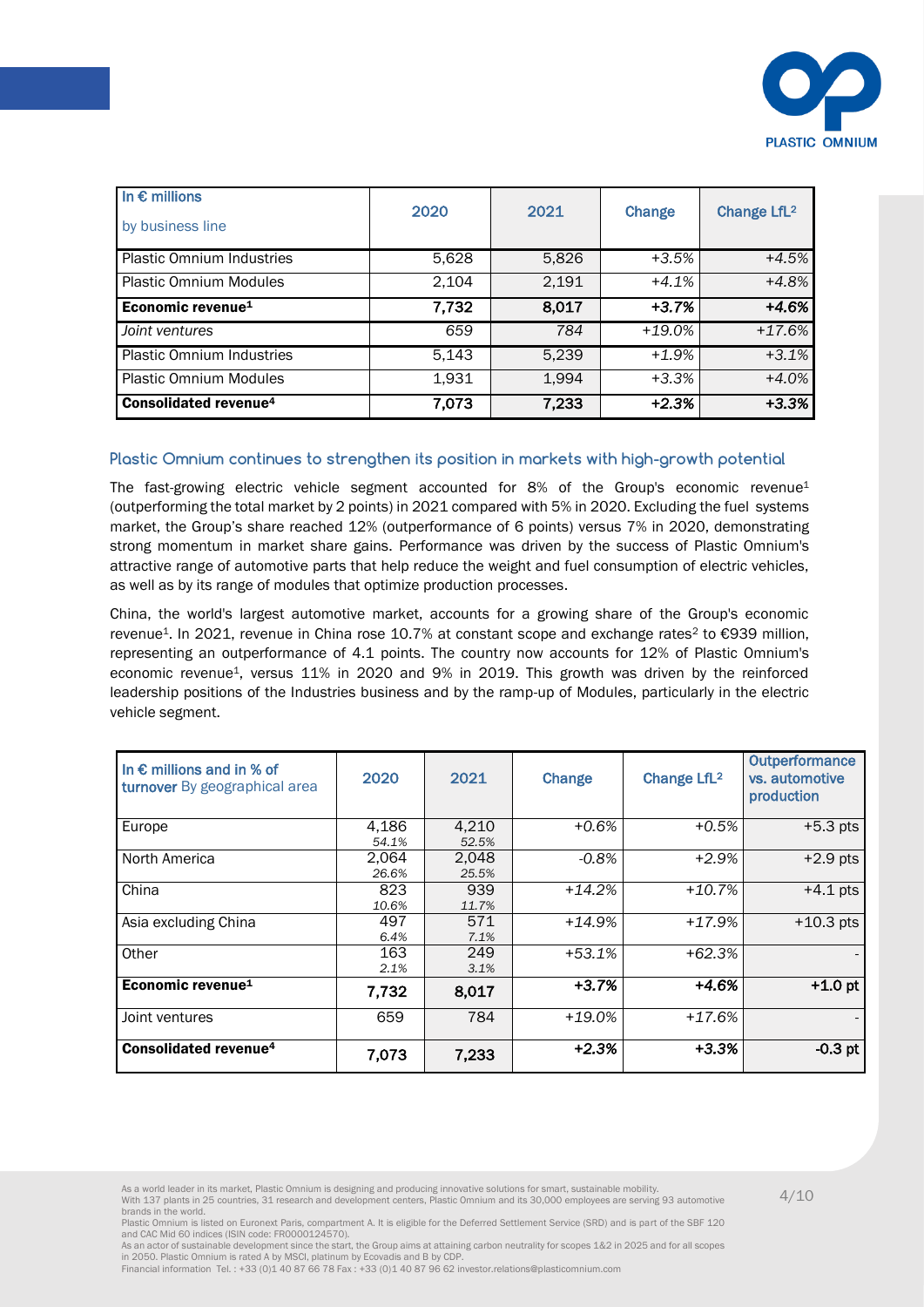| In € millions by business line | 2020 | 2021 | Change | Change LfL[2] |
|---|---|---|---|---|
| Plastic Omnium Industries | 5,628 | 5,826 | *+3.5%* | *+4.5%* |
| Plastic Omnium Modules | 2,104 | 2,191 | *+4.1%* | *+4.8%* |
| **Economic revenue[1]** | **7,732** | **8,017** | ***+3.7%*** | ***+4.6%*** |
| *Joint ventures* | *659* | *784* | *+19.0%* | *+17.6%* |
| Plastic Omnium Industries | 5,143 | 5,239 | *+1.9%* | *+3.1%* |
| Plastic Omnium Modules | 1,931 | 1,994 | *+3.3%* | *+4.0%* |
| **Consolidated revenue[4]** | **7,073** | **7,233** | ***+2.3%*** | ***+3.3%*** |

### Plastic Omnium continues to strengthen its position in markets with high-growth potential

The fast-growing electric vehicle segment accounted for 8% of the Group's economic revenue[1] (outperforming the total market by 2 points) in 2021 compared with 5% in 2020. Excluding the fuel systems market, the Group's share reached 12% (outperformance of 6 points) versus 7% in 2020, demonstrating strong momentum in market share gains. Performance was driven by the success of Plastic Omnium's attractive range of automotive parts that help reduce the weight and fuel consumption of electric vehicles, as well as by its range of modules that optimize production processes.

China, the world's largest automotive market, accounts for a growing share of the Group's economic revenue[1]. In 2021, revenue in China rose 10.7% at constant scope and exchange rates[2] to €939 million, representing an outperformance of 4.1 points. The country now accounts for 12% of Plastic Omnium's economic revenue[1], versus 11% in 2020 and 9% in 2019. This growth was driven by the reinforced leadership positions of the Industries business and by the ramp-up of Modules, particularly in the electric vehicle segment.

| In € millions and in % of turnover By geographical area | 2020 | 2021 | Change | Change LfL[2] | Outperformance vs. automotive production |
|---|---|---|---|---|---|
| Europe | 4,186<br>*54.1%* | 4,210<br>*52.5%* | *+0.6%* | *+0.5%* | +5.3 pts |
| North America | 2,064<br>*26.6%* | 2,048<br>*25.5%* | *-0.8%* | *+2.9%* | +2.9 pts |
| China | 823<br>*10.6%* | 939<br>*11.7%* | *+14.2%* | *+10.7%* | +4.1 pts |
| Asia excluding China | 497<br>*6.4%* | 571<br>*7.1%* | *+14.9%* | *+17.9%* | +10.3 pts |
| Other | 163<br>*2.1%* | 249<br>*3.1%* | *+53.1%* | *+62.3%* | - |
| **Economic revenue[1]** | **7,732** | **8,017** | ***+3.7%*** | ***+4.6%*** | **+1.0 pt** |
| Joint ventures | 659 | 784 | *+19.0%* | *+17.6%* | - |
| **Consolidated revenue[4]** | **7,073** | **7,233** | ***+2.3%*** | ***+3.3%*** | **-0.3 pt** |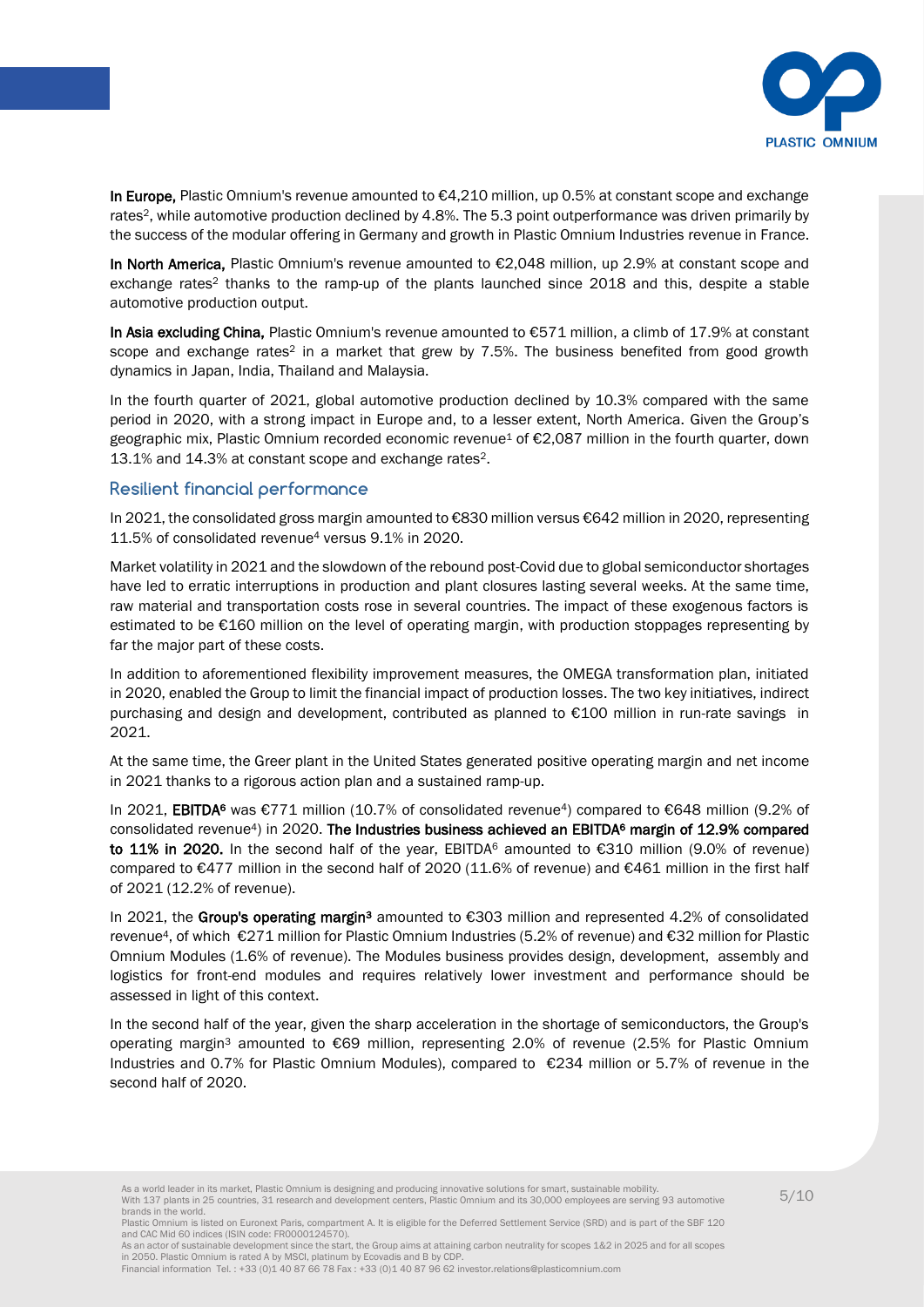**In Europe,** Plastic Omnium's revenue amounted to €4,210 million, up 0.5% at constant scope and exchange rates[2], while automotive production declined by 4.8%. The 5.3 point outperformance was driven primarily by the success of the modular offering in Germany and growth in Plastic Omnium Industries revenue in France.

**In North America,** Plastic Omnium's revenue amounted to €2,048 million, up 2.9% at constant scope and exchange rates[2] thanks to the ramp-up of the plants launched since 2018 and this, despite a stable automotive production output.

**In Asia excluding China,** Plastic Omnium's revenue amounted to €571 million, a climb of 17.9% at constant scope and exchange rates[2] in a market that grew by 7.5%. The business benefited from good growth dynamics in Japan, India, Thailand and Malaysia.

In the fourth quarter of 2021, global automotive production declined by 10.3% compared with the same period in 2020, with a strong impact in Europe and, to a lesser extent, North America. Given the Group's geographic mix, Plastic Omnium recorded economic revenue[1] of €2,087 million in the fourth quarter, down 13.1% and 14.3% at constant scope and exchange rates[2].

## Resilient financial performance

In 2021, the consolidated gross margin amounted to €830 million versus €642 million in 2020, representing 11.5% of consolidated revenue[4] versus 9.1% in 2020.

Market volatility in 2021 and the slowdown of the rebound post-Covid due to global semiconductor shortages have led to erratic interruptions in production and plant closures lasting several weeks. At the same time, raw material and transportation costs rose in several countries. The impact of these exogenous factors is estimated to be €160 million on the level of operating margin, with production stoppages representing by far the major part of these costs.

In addition to aforementioned flexibility improvement measures, the OMEGA transformation plan, initiated in 2020, enabled the Group to limit the financial impact of production losses. The two key initiatives, indirect purchasing and design and development, contributed as planned to €100 million in run-rate savings in 2021.

At the same time, the Greer plant in the United States generated positive operating margin and net income in 2021 thanks to a rigorous action plan and a sustained ramp-up.

In 2021, **EBITDA[6]** was €771 million (10.7% of consolidated revenue[4]) compared to €648 million (9.2% of consolidated revenue[4]) in 2020. **The Industries business achieved an EBITDA[6] margin of 12.9% compared to 11% in 2020.** In the second half of the year, EBITDA[6] amounted to €310 million (9.0% of revenue) compared to €477 million in the second half of 2020 (11.6% of revenue) and €461 million in the first half of 2021 (12.2% of revenue).

In 2021, the **Group's operating margin[3]** amounted to €303 million and represented 4.2% of consolidated revenue[4], of which €271 million for Plastic Omnium Industries (5.2% of revenue) and €32 million for Plastic Omnium Modules (1.6% of revenue). The Modules business provides design, development, assembly and logistics for front-end modules and requires relatively lower investment and performance should be assessed in light of this context.

In the second half of the year, given the sharp acceleration in the shortage of semiconductors, the Group's operating margin[3] amounted to €69 million, representing 2.0% of revenue (2.5% for Plastic Omnium Industries and 0.7% for Plastic Omnium Modules), compared to €234 million or 5.7% of revenue in the second half of 2020.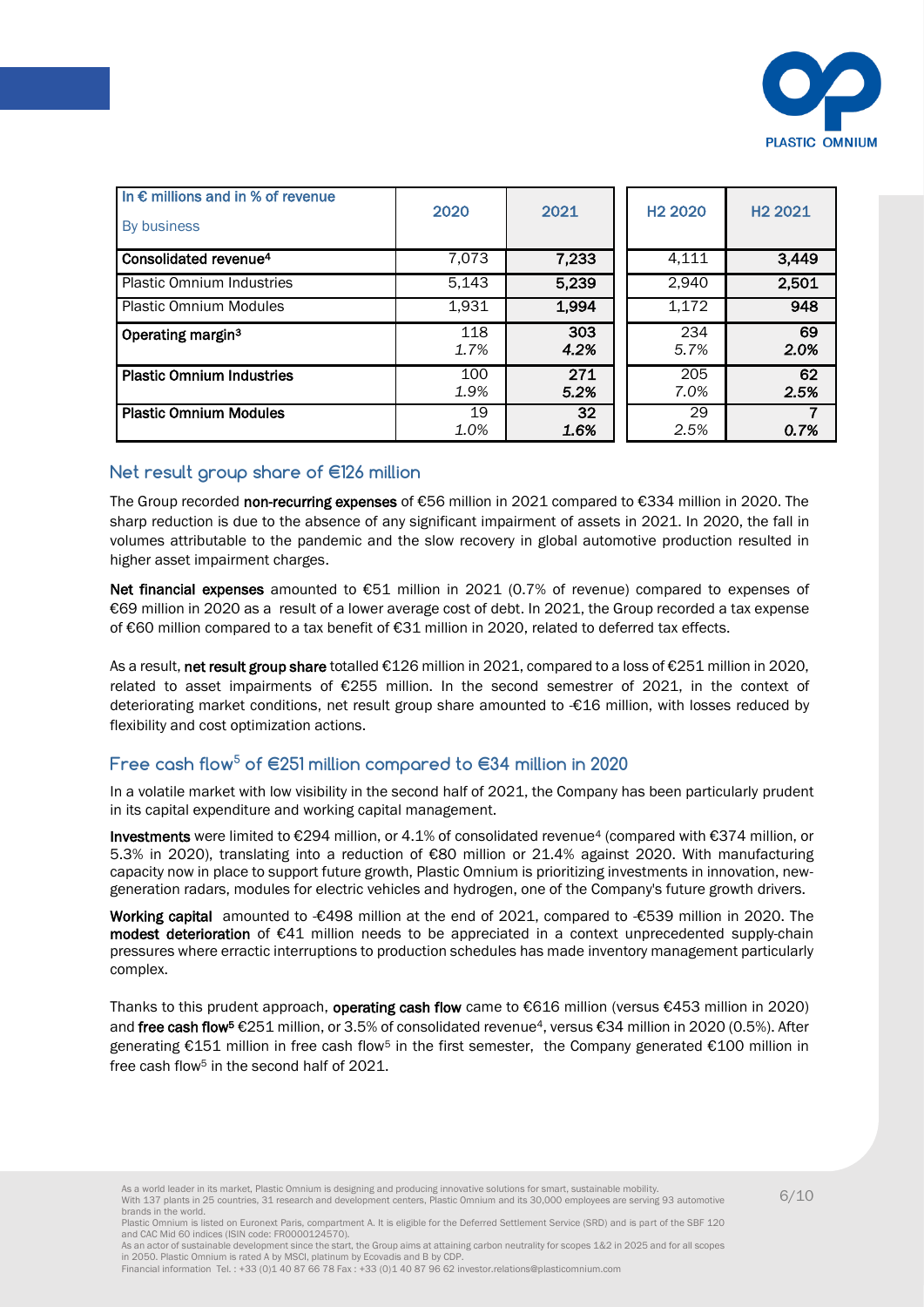| In € millions and in % of revenue<br>By business | 2020 | 2021 | H2 2020 | H2 2021 |
|---|---|---|---|---|
| Consolidated revenue[4] | 7,073 | **7,233** | 4,111 | **3,449** |
| Plastic Omnium Industries | 5,143 | **5,239** | 2,940 | **2,501** |
| Plastic Omnium Modules | 1,931 | **1,994** | 1,172 | **948** |
| Operating margin[3] | 118<br>*1.7%* | **303**<br>***4.2%*** | 234<br>*5.7%* | **69**<br>***2.0%*** |
| **Plastic Omnium Industries** | 100<br>*1.9%* | **271**<br>***5.2%*** | 205<br>*7.0%* | **62**<br>***2.5%*** |
| **Plastic Omnium Modules** | 19<br>*1.0%* | **32**<br>***1.6%*** | 29<br>*2.5%* | **7**<br>***0.7%*** |

## Net result group share of €126 million

The Group recorded **non-recurring expenses** of €56 million in 2021 compared to €334 million in 2020. The sharp reduction is due to the absence of any significant impairment of assets in 2021. In 2020, the fall in volumes attributable to the pandemic and the slow recovery in global automotive production resulted in higher asset impairment charges.

**Net financial expenses** amounted to €51 million in 2021 (0.7% of revenue) compared to expenses of €69 million in 2020 as a result of a lower average cost of debt. In 2021, the Group recorded a tax expense of €60 million compared to a tax benefit of €31 million in 2020, related to deferred tax effects.

As a result, **net result group share** totalled €126 million in 2021, compared to a loss of €251 million in 2020, related to asset impairments of €255 million. In the second semestrer of 2021, in the context of deteriorating market conditions, net result group share amounted to -€16 million, with losses reduced by flexibility and cost optimization actions.

## Free cash flow[5] of €251 million compared to €34 million in 2020

In a volatile market with low visibility in the second half of 2021, the Company has been particularly prudent in its capital expenditure and working capital management.

**Investments** were limited to €294 million, or 4.1% of consolidated revenue[4] (compared with €374 million, or 5.3% in 2020), translating into a reduction of €80 million or 21.4% against 2020. With manufacturing capacity now in place to support future growth, Plastic Omnium is prioritizing investments in innovation, new-generation radars, modules for electric vehicles and hydrogen, one of the Company's future growth drivers.

**Working capital** amounted to -€498 million at the end of 2021, compared to -€539 million in 2020. The **modest deterioration** of €41 million needs to be appreciated in a context unprecedented supply-chain pressures where erractic interruptions to production schedules has made inventory management particularly complex.

Thanks to this prudent approach, **operating cash flow** came to €616 million (versus €453 million in 2020) and **free cash flow[5]** €251 million, or 3.5% of consolidated revenue[4], versus €34 million in 2020 (0.5%). After generating €151 million in free cash flow[5] in the first semester, the Company generated €100 million in free cash flow[5] in the second half of 2021.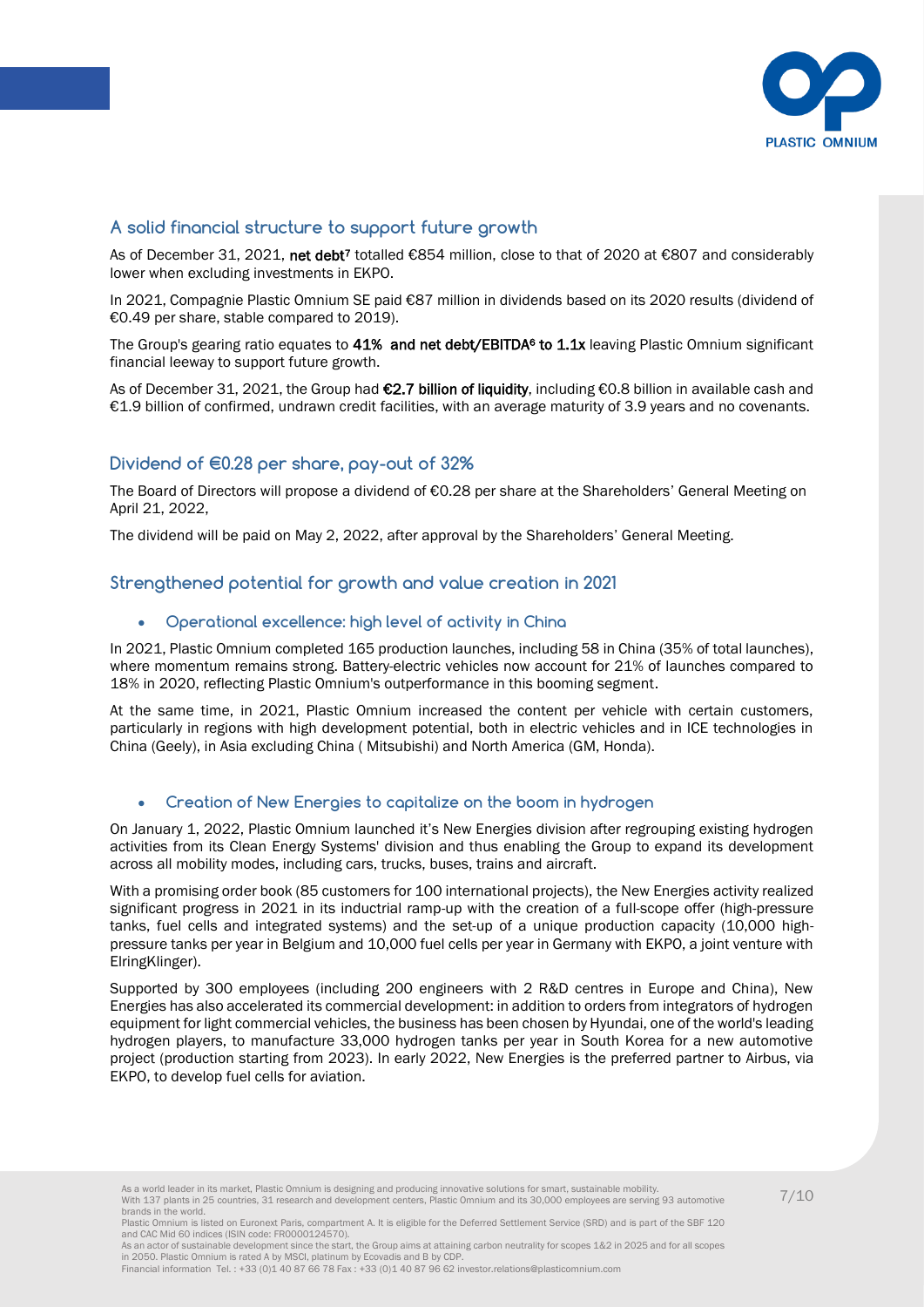## A solid financial structure to support future growth

As of December 31, 2021, **net debt**[7] totalled €854 million, close to that of 2020 at €807 and considerably lower when excluding investments in EKPO.

In 2021, Compagnie Plastic Omnium SE paid €87 million in dividends based on its 2020 results (dividend of €0.49 per share, stable compared to 2019).

The Group's gearing ratio equates to **41% and net debt/EBITDA[6] to 1.1x** leaving Plastic Omnium significant financial leeway to support future growth.

As of December 31, 2021, the Group had **€2.7 billion of liquidity**, including €0.8 billion in available cash and €1.9 billion of confirmed, undrawn credit facilities, with an average maturity of 3.9 years and no covenants.

## Dividend of €0.28 per share, pay-out of 32%

The Board of Directors will propose a dividend of €0.28 per share at the Shareholders' General Meeting on April 21, 2022,

The dividend will be paid on May 2, 2022, after approval by the Shareholders' General Meeting.

## Strengthened potential for growth and value creation in 2021

- ### Operational excellence: high level of activity in China

In 2021, Plastic Omnium completed 165 production launches, including 58 in China (35% of total launches), where momentum remains strong. Battery-electric vehicles now account for 21% of launches compared to 18% in 2020, reflecting Plastic Omnium's outperformance in this booming segment.

At the same time, in 2021, Plastic Omnium increased the content per vehicle with certain customers, particularly in regions with high development potential, both in electric vehicles and in ICE technologies in China (Geely), in Asia excluding China ( Mitsubishi) and North America (GM, Honda).

- ### Creation of New Energies to capitalize on the boom in hydrogen

On January 1, 2022, Plastic Omnium launched it's New Energies division after regrouping existing hydrogen activities from its Clean Energy Systems' division and thus enabling the Group to expand its development across all mobility modes, including cars, trucks, buses, trains and aircraft.

With a promising order book (85 customers for 100 international projects), the New Energies activity realized significant progress in 2021 in its industrial ramp-up with the creation of a full-scope offer (high-pressure tanks, fuel cells and integrated systems) and the set-up of a unique production capacity (10,000 high-pressure tanks per year in Belgium and 10,000 fuel cells per year in Germany with EKPO, a joint venture with ElringKlinger).

Supported by 300 employees (including 200 engineers with 2 R&D centres in Europe and China), New Energies has also accelerated its commercial development: in addition to orders from integrators of hydrogen equipment for light commercial vehicles, the business has been chosen by Hyundai, one of the world's leading hydrogen players, to manufacture 33,000 hydrogen tanks per year in South Korea for a new automotive project (production starting from 2023). In early 2022, New Energies is the preferred partner to Airbus, via EKPO, to develop fuel cells for aviation.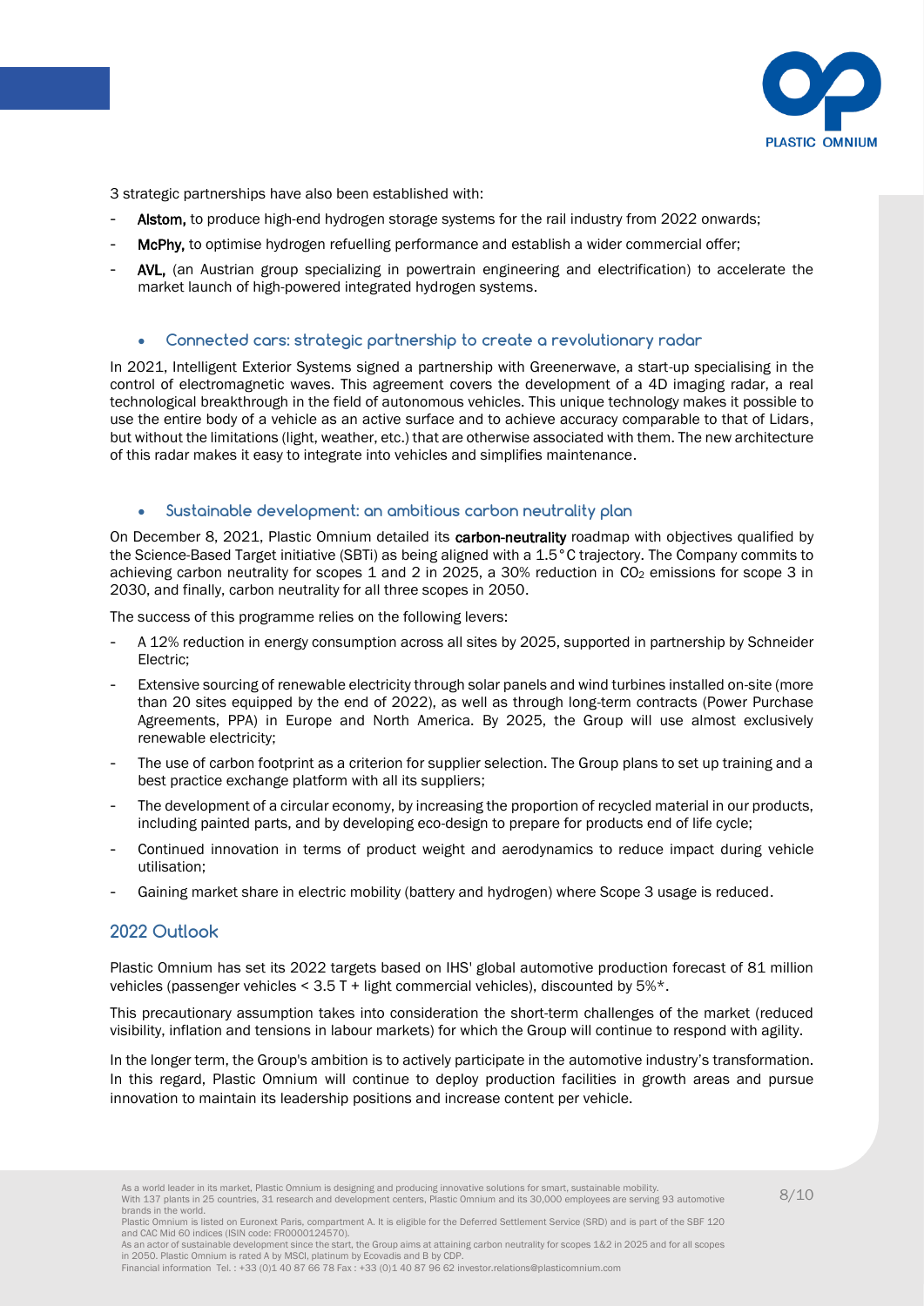3 strategic partnerships have also been established with:

- **Alstom,** to produce high-end hydrogen storage systems for the rail industry from 2022 onwards;
- **McPhy,** to optimise hydrogen refuelling performance and establish a wider commercial offer;
- **AVL,** (an Austrian group specializing in powertrain engineering and electrification) to accelerate the market launch of high-powered integrated hydrogen systems.

### Connected cars: strategic partnership to create a revolutionary radar

In 2021, Intelligent Exterior Systems signed a partnership with Greenerwave, a start-up specialising in the control of electromagnetic waves. This agreement covers the development of a 4D imaging radar, a real technological breakthrough in the field of autonomous vehicles. This unique technology makes it possible to use the entire body of a vehicle as an active surface and to achieve accuracy comparable to that of Lidars, but without the limitations (light, weather, etc.) that are otherwise associated with them. The new architecture of this radar makes it easy to integrate into vehicles and simplifies maintenance.

### Sustainable development: an ambitious carbon neutrality plan

On December 8, 2021, Plastic Omnium detailed its **carbon-neutrality** roadmap with objectives qualified by the Science-Based Target initiative (SBTi) as being aligned with a 1.5°C trajectory. The Company commits to achieving carbon neutrality for scopes 1 and 2 in 2025, a 30% reduction in $CO_2$ emissions for scope 3 in 2030, and finally, carbon neutrality for all three scopes in 2050.

The success of this programme relies on the following levers:

- A 12% reduction in energy consumption across all sites by 2025, supported in partnership by Schneider Electric;
- Extensive sourcing of renewable electricity through solar panels and wind turbines installed on-site (more than 20 sites equipped by the end of 2022), as well as through long-term contracts (Power Purchase Agreements, PPA) in Europe and North America. By 2025, the Group will use almost exclusively renewable electricity;
- The use of carbon footprint as a criterion for supplier selection. The Group plans to set up training and a best practice exchange platform with all its suppliers;
- The development of a circular economy, by increasing the proportion of recycled material in our products, including painted parts, and by developing eco-design to prepare for products end of life cycle;
- Continued innovation in terms of product weight and aerodynamics to reduce impact during vehicle utilisation;
- Gaining market share in electric mobility (battery and hydrogen) where Scope 3 usage is reduced.

## 2022 Outlook

Plastic Omnium has set its 2022 targets based on IHS' global automotive production forecast of 81 million vehicles (passenger vehicles < 3.5 T + light commercial vehicles), discounted by 5%*.

This precautionary assumption takes into consideration the short-term challenges of the market (reduced visibility, inflation and tensions in labour markets) for which the Group will continue to respond with agility.

In the longer term, the Group's ambition is to actively participate in the automotive industry's transformation. In this regard, Plastic Omnium will continue to deploy production facilities in growth areas and pursue innovation to maintain its leadership positions and increase content per vehicle.

As a world leader in its market, Plastic Omnium is designing and producing innovative solutions for smart, sustainable mobility.
With 137 plants in 25 countries, 31 research and development centers, Plastic Omnium and its 30,000 employees are serving 93 automotive brands in the world.
Plastic Omnium is listed on Euronext Paris, compartment A. It is eligible for the Deferred Settlement Service (SRD) and is part of the SBF 120 and CAC Mid 60 indices (ISIN code: FR0000124570).
As an actor of sustainable development since the start, the Group aims at attaining carbon neutrality for scopes 1&2 in 2025 and for all scopes in 2050. Plastic Omnium is rated A by MSCI, platinum by Ecovadis and B by CDP.
Financial information Tel. : +33 (0)1 40 87 66 78 Fax : +33 (0)1 40 87 96 62 investor.relations@plasticomnium.com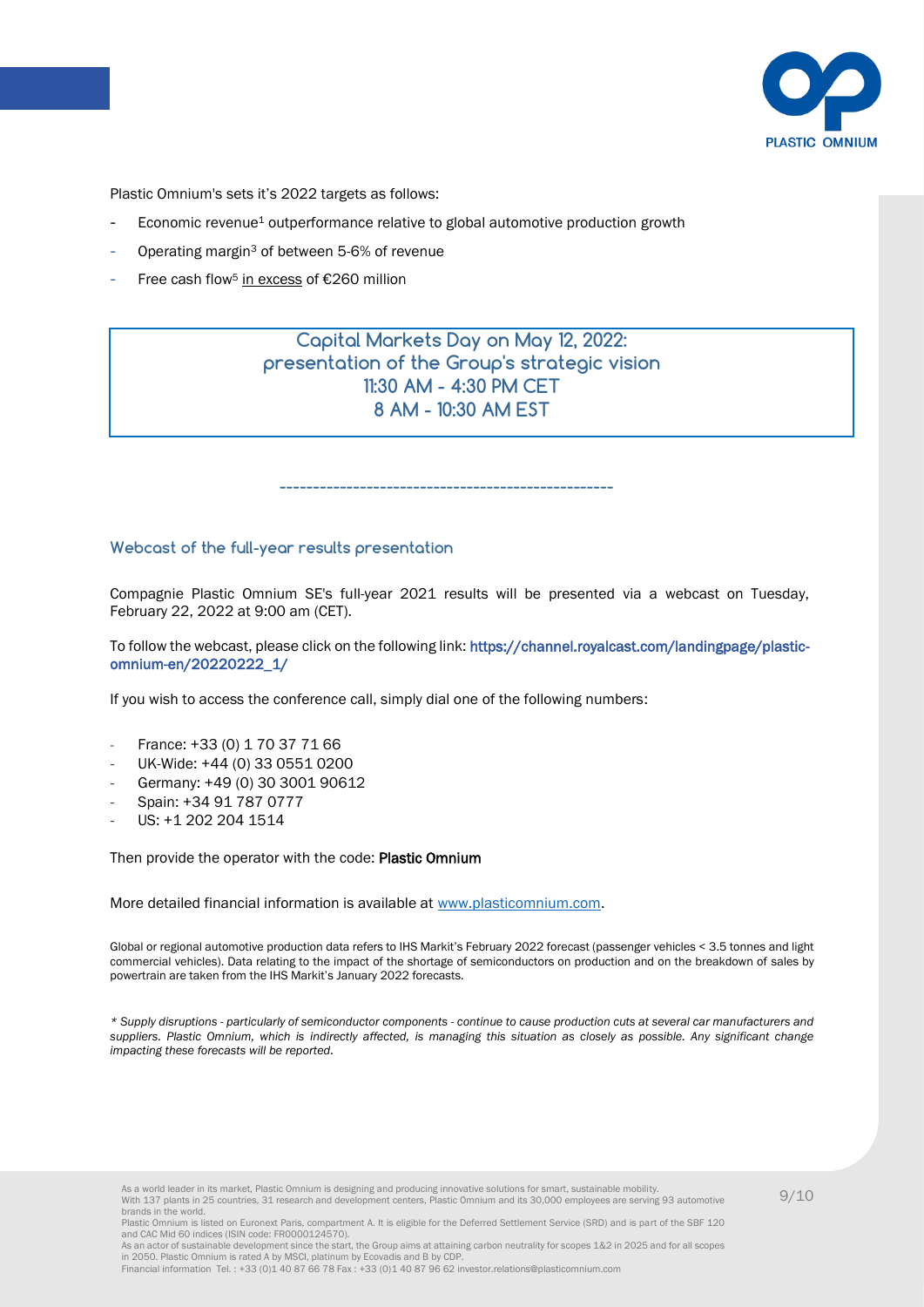Plastic Omnium's sets it's 2022 targets as follows:

- Economic revenue[1] outperformance relative to global automotive production growth
- Operating margin[3] of between 5-6% of revenue
- Free cash flow[5] in excess of €260 million

**Capital Markets Day on May 12, 2022:**
**presentation of the Group's strategic vision**
**11:30 AM - 4:30 PM CET**
**8 AM - 10:30 AM EST**

------------------------------------------------

## Webcast of the full-year results presentation

Compagnie Plastic Omnium SE's full-year 2021 results will be presented via a webcast on Tuesday, February 22, 2022 at 9:00 am (CET).

To follow the webcast, please click on the following link: https://channel.royalcast.com/landingpage/plastic-omnium-en/20220222_1/

If you wish to access the conference call, simply dial one of the following numbers:

- France: +33 (0) 1 70 37 71 66
- UK-Wide: +44 (0) 33 0551 0200
- Germany: +49 (0) 30 3001 90612
- Spain: +34 91 787 0777
- US: +1 202 204 1514

Then provide the operator with the code: **Plastic Omnium**

More detailed financial information is available at www.plasticomnium.com.

Global or regional automotive production data refers to IHS Markit's February 2022 forecast (passenger vehicles < 3.5 tonnes and light commercial vehicles). Data relating to the impact of the shortage of semiconductors on production and on the breakdown of sales by powertrain are taken from the IHS Markit's January 2022 forecasts.

*\* Supply disruptions - particularly of semiconductor components - continue to cause production cuts at several car manufacturers and suppliers. Plastic Omnium, which is indirectly affected, is managing this situation as closely as possible. Any significant change impacting these forecasts will be reported.*

As a world leader in its market, Plastic Omnium is designing and producing innovative solutions for smart, sustainable mobility. With 137 plants in 25 countries, 31 research and development centers, Plastic Omnium and its 30,000 employees are serving 93 automotive brands in the world.
Plastic Omnium is listed on Euronext Paris, compartment A. It is eligible for the Deferred Settlement Service (SRD) and is part of the SBF 120 and CAC Mid 60 indices (ISIN code: FR0000124570).
As an actor of sustainable development since the start, the Group aims at attaining carbon neutrality for scopes 1&2 in 2025 and for all scopes in 2050. Plastic Omnium is rated A by MSCI, platinum by Ecovadis and B by CDP.
Financial information Tel. : +33 (0)1 40 87 66 78 Fax : +33 (0)1 40 87 96 62 investor.relations@plasticomnium.com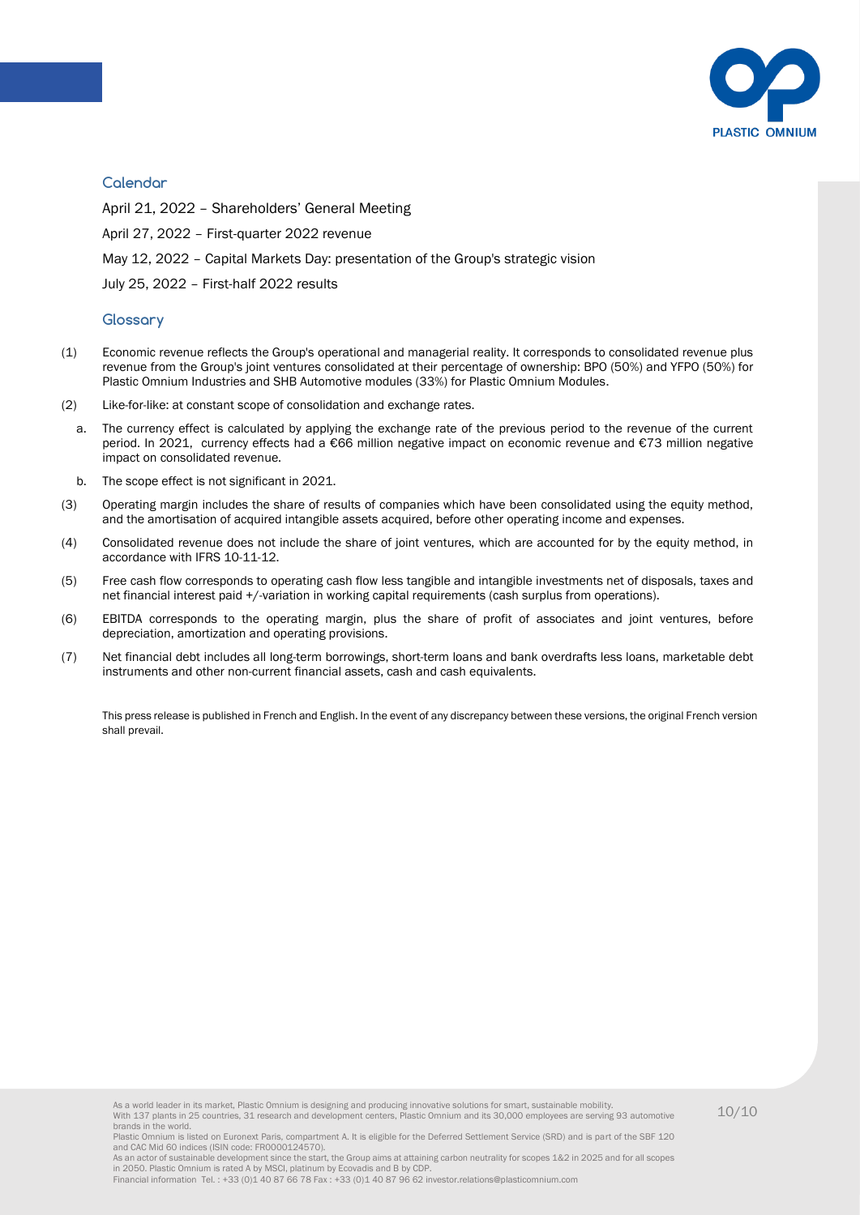## Calendar

April 21, 2022 – Shareholders' General Meeting

April 27, 2022 – First-quarter 2022 revenue

May 12, 2022 – Capital Markets Day: presentation of the Group's strategic vision

July 25, 2022 – First-half 2022 results

## Glossary

(1) Economic revenue reflects the Group's operational and managerial reality. It corresponds to consolidated revenue plus revenue from the Group's joint ventures consolidated at their percentage of ownership: BPO (50%) and YFPO (50%) for Plastic Omnium Industries and SHB Automotive modules (33%) for Plastic Omnium Modules.

(2) Like-for-like: at constant scope of consolidation and exchange rates.

a. The currency effect is calculated by applying the exchange rate of the previous period to the revenue of the current period. In 2021, currency effects had a €66 million negative impact on economic revenue and €73 million negative impact on consolidated revenue.

b. The scope effect is not significant in 2021.

(3) Operating margin includes the share of results of companies which have been consolidated using the equity method, and the amortisation of acquired intangible assets acquired, before other operating income and expenses.

(4) Consolidated revenue does not include the share of joint ventures, which are accounted for by the equity method, in accordance with IFRS 10-11-12.

(5) Free cash flow corresponds to operating cash flow less tangible and intangible investments net of disposals, taxes and net financial interest paid +/-variation in working capital requirements (cash surplus from operations).

(6) EBITDA corresponds to the operating margin, plus the share of profit of associates and joint ventures, before depreciation, amortization and operating provisions.

(7) Net financial debt includes all long-term borrowings, short-term loans and bank overdrafts less loans, marketable debt instruments and other non-current financial assets, cash and cash equivalents.

This press release is published in French and English. In the event of any discrepancy between these versions, the original French version shall prevail.

As a world leader in its market, Plastic Omnium is designing and producing innovative solutions for smart, sustainable mobility.
With 137 plants in 25 countries, 31 research and development centers, Plastic Omnium and its 30,000 employees are serving 93 automotive brands in the world.
Plastic Omnium is listed on Euronext Paris, compartment A. It is eligible for the Deferred Settlement Service (SRD) and is part of the SBF 120 and CAC Mid 60 indices (ISIN code: FR0000124570).
As an actor of sustainable development since the start, the Group aims at attaining carbon neutrality for scopes 1&2 in 2025 and for all scopes in 2050. Plastic Omnium is rated A by MSCI, platinum by Ecovadis and B by CDP.
Financial information Tel. : +33 (0)1 40 87 66 78 Fax : +33 (0)1 40 87 96 62 investor.relations@plasticomnium.com